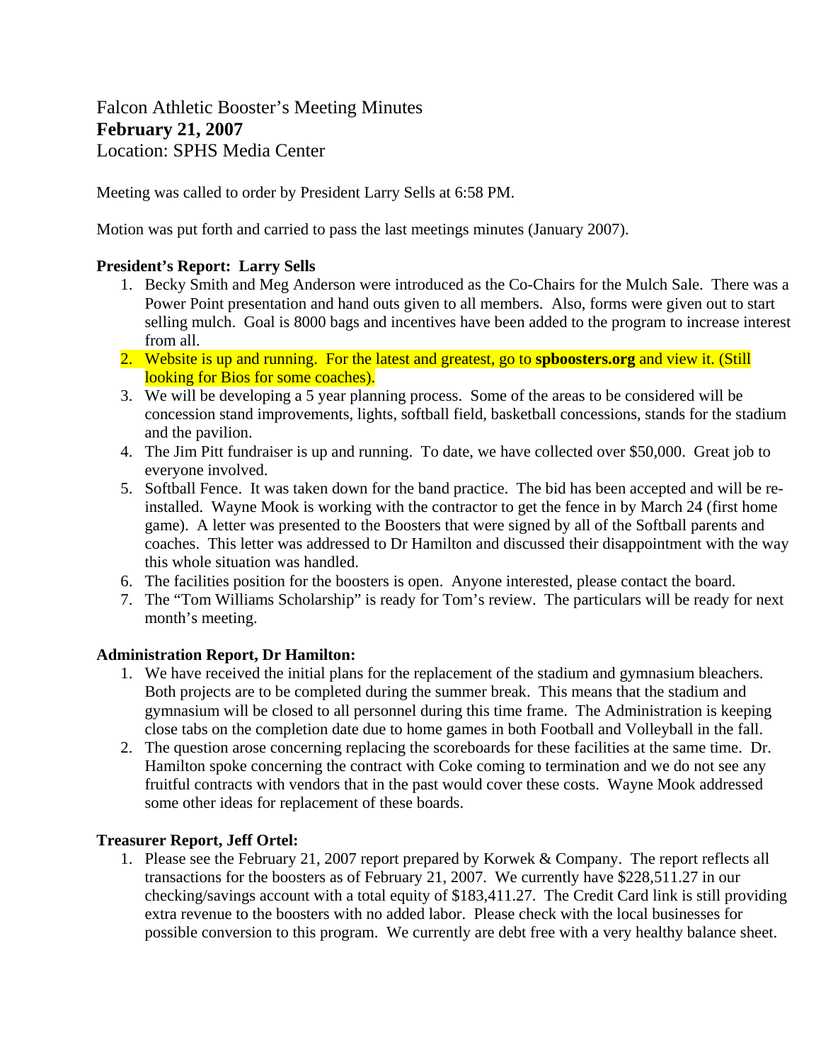# Falcon Athletic Booster's Meeting Minutes
**February 21, 2007**
Location: SPHS Media Center

Meeting was called to order by President Larry Sells at 6:58 PM.

Motion was put forth and carried to pass the last meetings minutes (January 2007).

**President's Report: Larry Sells**

1. Becky Smith and Meg Anderson were introduced as the Co-Chairs for the Mulch Sale. There was a Power Point presentation and hand outs given to all members. Also, forms were given out to start selling mulch. Goal is 8000 bags and incentives have been added to the program to increase interest from all.
2. Website is up and running. For the latest and greatest, go to **spboosters.org** and view it. (Still looking for Bios for some coaches).
3. We will be developing a 5 year planning process. Some of the areas to be considered will be concession stand improvements, lights, softball field, basketball concessions, stands for the stadium and the pavilion.
4. The Jim Pitt fundraiser is up and running. To date, we have collected over $50,000. Great job to everyone involved.
5. Softball Fence. It was taken down for the band practice. The bid has been accepted and will be re-installed. Wayne Mook is working with the contractor to get the fence in by March 24 (first home game). A letter was presented to the Boosters that were signed by all of the Softball parents and coaches. This letter was addressed to Dr Hamilton and discussed their disappointment with the way this whole situation was handled.
6. The facilities position for the boosters is open. Anyone interested, please contact the board.
7. The "Tom Williams Scholarship" is ready for Tom's review. The particulars will be ready for next month's meeting.

**Administration Report, Dr Hamilton:**

1. We have received the initial plans for the replacement of the stadium and gymnasium bleachers. Both projects are to be completed during the summer break. This means that the stadium and gymnasium will be closed to all personnel during this time frame. The Administration is keeping close tabs on the completion date due to home games in both Football and Volleyball in the fall.
2. The question arose concerning replacing the scoreboards for these facilities at the same time. Dr. Hamilton spoke concerning the contract with Coke coming to termination and we do not see any fruitful contracts with vendors that in the past would cover these costs. Wayne Mook addressed some other ideas for replacement of these boards.

**Treasurer Report, Jeff Ortel:**

1. Please see the February 21, 2007 report prepared by Korwek & Company. The report reflects all transactions for the boosters as of February 21, 2007. We currently have $228,511.27 in our checking/savings account with a total equity of $183,411.27. The Credit Card link is still providing extra revenue to the boosters with no added labor. Please check with the local businesses for possible conversion to this program. We currently are debt free with a very healthy balance sheet.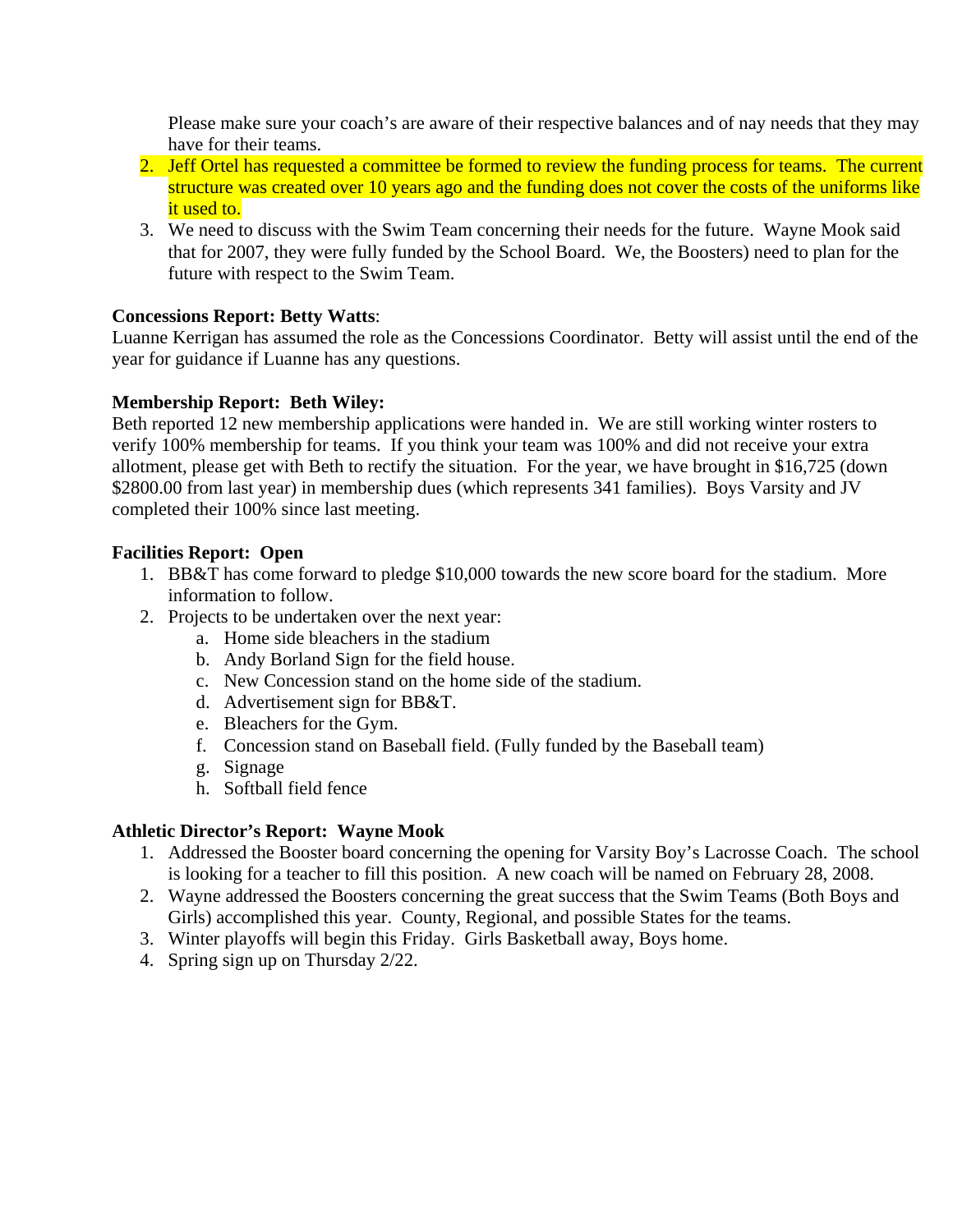Please make sure your coach's are aware of their respective balances and of nay needs that they may have for their teams.

2. Jeff Ortel has requested a committee be formed to review the funding process for teams. The current structure was created over 10 years ago and the funding does not cover the costs of the uniforms like it used to.
3. We need to discuss with the Swim Team concerning their needs for the future. Wayne Mook said that for 2007, they were fully funded by the School Board. We, the Boosters) need to plan for the future with respect to the Swim Team.

**Concessions Report: Betty Watts**:
Luanne Kerrigan has assumed the role as the Concessions Coordinator. Betty will assist until the end of the year for guidance if Luanne has any questions.

**Membership Report: Beth Wiley:**
Beth reported 12 new membership applications were handed in. We are still working winter rosters to verify 100% membership for teams. If you think your team was 100% and did not receive your extra allotment, please get with Beth to rectify the situation. For the year, we have brought in $16,725 (down $2800.00 from last year) in membership dues (which represents 341 families). Boys Varsity and JV completed their 100% since last meeting.

**Facilities Report: Open**

1. BB&T has come forward to pledge $10,000 towards the new score board for the stadium. More information to follow.
2. Projects to be undertaken over the next year:
   a. Home side bleachers in the stadium
   b. Andy Borland Sign for the field house.
   c. New Concession stand on the home side of the stadium.
   d. Advertisement sign for BB&T.
   e. Bleachers for the Gym.
   f. Concession stand on Baseball field. (Fully funded by the Baseball team)
   g. Signage
   h. Softball field fence

**Athletic Director's Report: Wayne Mook**

1. Addressed the Booster board concerning the opening for Varsity Boy's Lacrosse Coach. The school is looking for a teacher to fill this position. A new coach will be named on February 28, 2008.
2. Wayne addressed the Boosters concerning the great success that the Swim Teams (Both Boys and Girls) accomplished this year. County, Regional, and possible States for the teams.
3. Winter playoffs will begin this Friday. Girls Basketball away, Boys home.
4. Spring sign up on Thursday 2/22.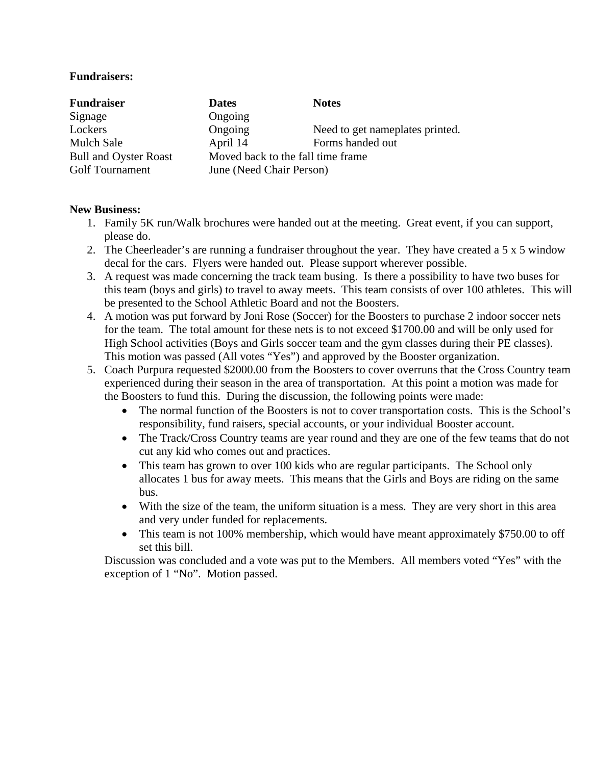**Fundraisers:**

| Fundraiser | Dates | Notes |
| --- | --- | --- |
| Signage | Ongoing | |
| Lockers | Ongoing | Need to get nameplates printed. |
| Mulch Sale | April 14 | Forms handed out |
| Bull and Oyster Roast | Moved back to the fall time frame | |
| Golf Tournament | June (Need Chair Person) | |

**New Business:**

1. Family 5K run/Walk brochures were handed out at the meeting. Great event, if you can support, please do.
2. The Cheerleader's are running a fundraiser throughout the year. They have created a 5 x 5 window decal for the cars. Flyers were handed out. Please support wherever possible.
3. A request was made concerning the track team busing. Is there a possibility to have two buses for this team (boys and girls) to travel to away meets. This team consists of over 100 athletes. This will be presented to the School Athletic Board and not the Boosters.
4. A motion was put forward by Joni Rose (Soccer) for the Boosters to purchase 2 indoor soccer nets for the team. The total amount for these nets is to not exceed $1700.00 and will be only used for High School activities (Boys and Girls soccer team and the gym classes during their PE classes). This motion was passed (All votes "Yes") and approved by the Booster organization.
5. Coach Purpura requested $2000.00 from the Boosters to cover overruns that the Cross Country team experienced during their season in the area of transportation. At this point a motion was made for the Boosters to fund this. During the discussion, the following points were made:
   - The normal function of the Boosters is not to cover transportation costs. This is the School's responsibility, fund raisers, special accounts, or your individual Booster account.
   - The Track/Cross Country teams are year round and they are one of the few teams that do not cut any kid who comes out and practices.
   - This team has grown to over 100 kids who are regular participants. The School only allocates 1 bus for away meets. This means that the Girls and Boys are riding on the same bus.
   - With the size of the team, the uniform situation is a mess. They are very short in this area and very under funded for replacements.
   - This team is not 100% membership, which would have meant approximately $750.00 to off set this bill.

   Discussion was concluded and a vote was put to the Members. All members voted "Yes" with the exception of 1 "No". Motion passed.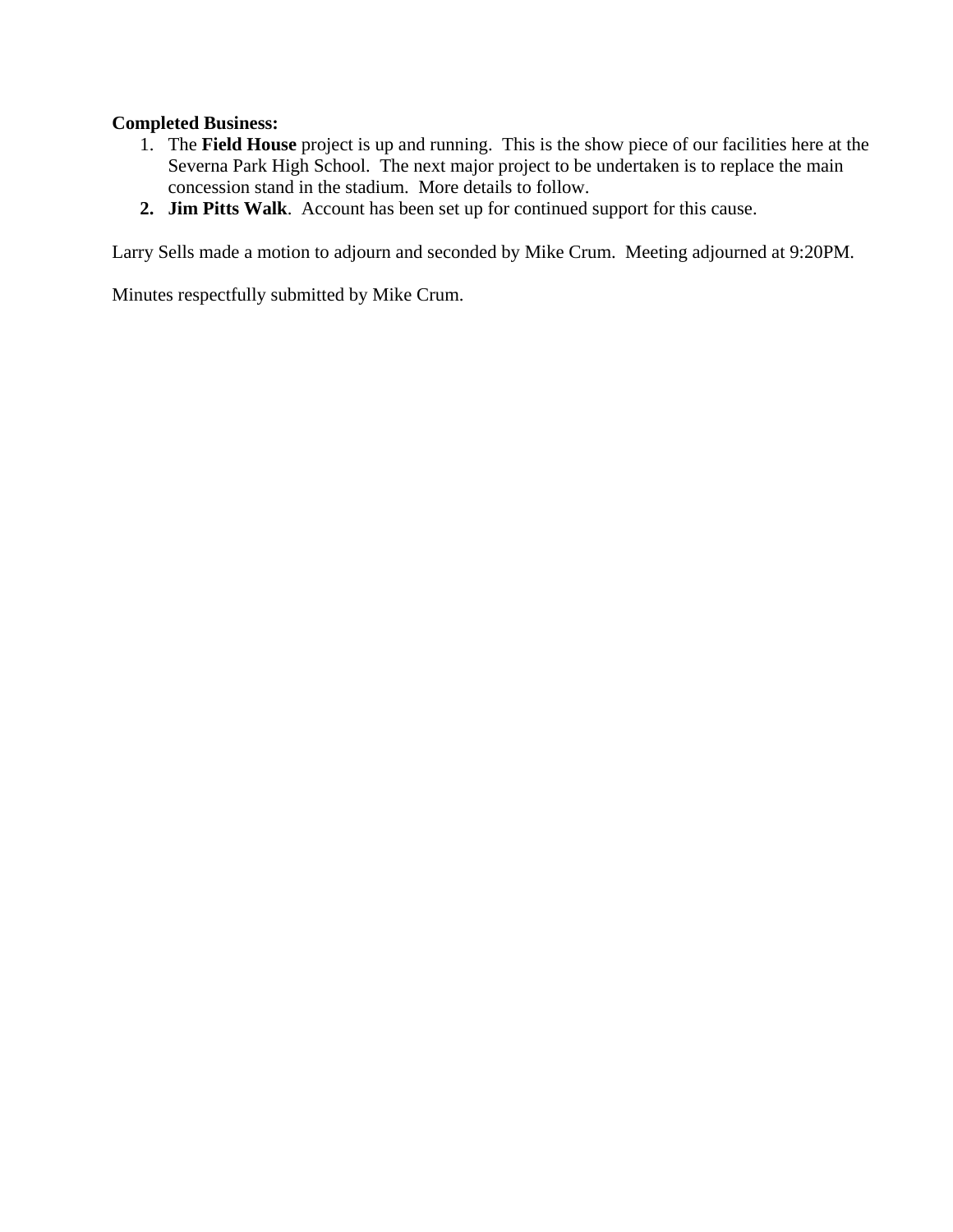**Completed Business:**

1. The **Field House** project is up and running. This is the show piece of our facilities here at the Severna Park High School. The next major project to be undertaken is to replace the main concession stand in the stadium. More details to follow.
2. **Jim Pitts Walk**. Account has been set up for continued support for this cause.

Larry Sells made a motion to adjourn and seconded by Mike Crum. Meeting adjourned at 9:20PM.

Minutes respectfully submitted by Mike Crum.